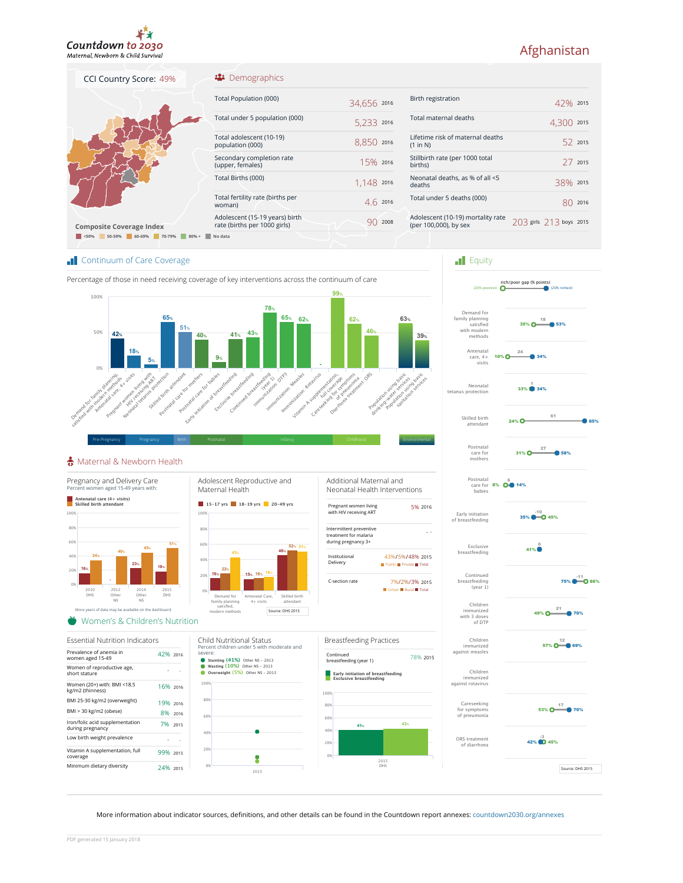# Countdown to 2030

*Maternal, Newborn & Child Survival*

# Afghanistan

**CCI Country Score:** 49%

**Composite Coverage Index**

<50% | 50-59% | 60-69% | 70-79% | 80% + | No data

## Demographics

| Indicator | Value | Year | Indicator | Value | Year |
|---|---|---|---|---|---|
| Total Population (000) | 34,656 | 2016 | Birth registration | 42% | 2015 |
| Total under 5 population (000) | 5,233 | 2016 | Total maternal deaths | 4,300 | 2015 |
| Total adolescent (10-19) population (000) | 8,850 | 2016 | Lifetime risk of maternal deaths (1 in N) | 52 | 2015 |
| Secondary completion rate (upper, females) | 15% | 2016 | Stillbirth rate (per 1000 total births) | 27 | 2015 |
| Total Births (000) | 1,148 | 2016 | Neonatal deaths, as % of all <5 deaths | 38% | 2015 |
| Total fertility rate (births per woman) | 4.6 | 2016 | Total under 5 deaths (000) | 80 | 2016 |
| Adolescent (15-19 years) birth rate (births per 1000 girls) | 90 | 2008 | Adolescent (10-19) mortality rate (per 100,000), by sex | 203 girls 213 boys | 2015 |

## Continuum of Care Coverage

Percentage of those in need receiving coverage of key interventions across the continuum of care

| Stage | Intervention | Coverage |
|---|---|---|
| Pre-Pregnancy | Demand for family planning satisfied with modern methods | 42% |
| Pregnancy | Antenatal care, 4+ visits | 18% |
| Pregnancy | Pregnant women living with HIV receiving ART | 5% |
| Pregnancy | Neonatal tetanus protection | 65% |
| Birth | Skilled birth attendant | 51% |
| Postnatal | Postnatal care for mothers | 40% |
| Postnatal | Postnatal care for babies | 9% |
| Postnatal | Early initiation of breastfeeding | 41% |
| Infancy | Exclusive breastfeeding | 43% |
| Infancy | Continued breastfeeding (year 1) | 78% |
| Infancy | Immunization: DTP3 | 65% |
| Infancy | Immunization: Measles | 62% |
| Infancy | Immunization: Rotavirus | - |
| Childhood | Vitamin A supplementation, full coverage | 99% |
| Childhood | Careseeking for symptoms of pneumonia | 62% |
| Childhood | Diarrhoea treatment: ORS | 46% |
| Environmental | Population using basic drinking-water services | 63% |
| Environmental | Population using basic sanitation services | 39% |

## Equity

Rich/poor gap (% points) — (20% poorest) / (20% richest)

| Indicator | 20% poorest | Gap | 20% richest |
|---|---|---|---|
| Demand for family planning satisfied with modern methods | 35% | 18 | 53% |
| Antenatal care, 4+ visits | 10% | 24 | 34% |
| Neonatal tetanus protection | 33% | 1 | 34% |
| Skilled birth attendant | 24% | 61 | 85% |
| Postnatal care for mothers | 31% | 27 | 58% |
| Postnatal care for babies | 8% | 6 | 14% |
| Early initiation of breastfeeding | 35% | -10 | 45% |
| Exclusive breastfeeding | 41% | 0 | |
| Continued breastfeeding (year 1) | 75% | -11 | 86% |
| Children immunized with 3 doses of DTP | 49% | 21 | 70% |
| Children immunized against measles | 57% | 12 | 69% |
| Children immunized against rotavirus | | | |
| Careseeking for symptoms of pneumonia | 53% | 17 | 70% |
| ORS treatment of diarrhoea | 42% | -3 | 45% |

Source: DHS 2015

## Maternal & Newborn Health

### Pregnancy and Delivery Care

Percent women aged 15-49 years with:

| Survey | Antenatal care (4+ visits) | Skilled birth attendant |
|---|---|---|
| 2010 DHS | 16% | 34% |
| 2012 Other NS | - | 40% |
| 2014 Other NS | 23% | 45% |
| 2015 DHS | 18% | 51% |

More years of data may be available on the dashboard.

### Adolescent Reproductive and Maternal Health

| Indicator | 15–17 yrs | 18–19 yrs | 20–49 yrs |
|---|---|---|---|
| Demand for family planning satisfied, modern methods | 16% | 22% | 43% |
| Antenatal Care, 4+ visits | 15% | 16% | 18% |
| Skilled birth attendant | 46% | 52% | 51% |

Source: DHS 2015

### Additional Maternal and Neonatal Health Interventions

| Indicator | Value | Year |
|---|---|---|
| Pregnant women living with HIV receiving ART | 5% | 2016 |
| Intermittent preventive treatment for malaria during pregnancy 3+ | - | - |
| Institutional Delivery (Public/Private/Total) | 43%/5%/48% | 2015 |
| C-section rate (Urban/Rural/Total) | 7%/2%/3% | 2015 |

## Women's & Children's Nutrition

### Essential Nutrition Indicators

| Indicator | Value | Year |
|---|---|---|
| Prevalence of anemia in women aged 15-49 | 42% | 2016 |
| Women of reproductive age, short stature | - | - |
| Women (20+) with: BMI <18.5 kg/m2 (thinness) | 16% | 2016 |
| BMI 25-30 kg/m2 (overweight) | 19% | 2016 |
| BMI > 30 kg/m2 (obese) | 8% | 2016 |
| Iron/folic acid supplementation during pregnancy | 7% | 2015 |
| Low birth weight prevalence | - | - |
| Vitamin A supplementation, full coverage | 99% | 2015 |
| Minimum dietary diversity | 24% | 2015 |

### Child Nutritional Status

Percent children under 5 with moderate and severe:

- Stunting (41%) Other NS – 2013
- Wasting (10%) Other NS – 2013
- Overweight (5%) Other NS – 2013

### Breastfeeding Practices

| Indicator | Value | Year |
|---|---|---|
| Continued breastfeeding (year 1) | 78% | 2015 |

| Survey | Early initiation of breastfeeding | Exclusive breastfeeding |
|---|---|---|
| 2015 DHS | 41% | 43% |

More information about indicator sources, definitions, and other details can be found in the Countdown report annexes: countdown2030.org/annexes

PDF generated 15 January 2018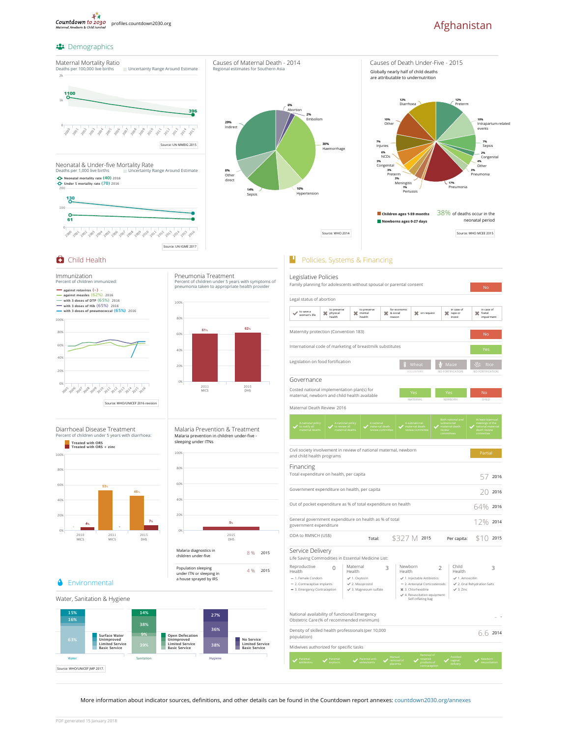Countdown to 2030
Maternal, Newborn & Child Survival

profiles.countdown2030.org

# Afghanistan

## Demographics

### Maternal Mortality Ratio

Deaths per 100,000 live births

Uncertainty Range Around Estimate

2k
1k
0

1100
396

2000 2001 2002 2003 2004 2005 2006 2007 2008 2009 2010 2011 2012 2013 2014 2015

Source: UN MMEIG 2015

### Neonatal & Under-five Mortality Rate

Deaths per 1,000 live births

Uncertainty Range Around Estimate

Neonatal mortality rate (40) 2016
Under 5 mortality rate (70) 2016

200
100
0

130
61

2000 2001 2002 2003 2004 2005 2006 2007 2008 2009 2010 2011 2012 2013 2014 2015 2016

Source: UN IGME 2017

### Causes of Maternal Death - 2014

Regional estimates for Southern Asia

6% Abortion
2% Embolism
30% Haemorrhage
10% Hypertension
14% Sepsis
8% Other direct
29% Indirect

Source: WHO 2014

### Causes of Death Under-Five - 2015

Globally nearly half of child deaths are attributable to undernutrition

12% Diarrhoea
12% Preterm
10% Intrapartum-related events
7% Sepsis
2% Congenital
4% Other
3% Pneumonia
17% Pneumonia
1% Pertussis
3% Meningitis
3% Preterm
3% Congenital
6% NCDs
7% Injuries
10% Other

Children ages 1-59 months
Newborns ages 0-27 days

38% of deaths occur in the neonatal period

Source: WHO MCEE 2015

## Child Health

### Immunization

Percent of children immunized:

against rotavirus (–) -
against measles (62%) 2016
with 3 doses of DTP (65%) 2016
with 3 doses of Hib (65%) 2016
with 3 doses of pneumococcal (65%) 2016

100%
80%
60%
40%
20%
0%

2005 2006 2007 2008 2009 2010 2011 2012 2013 2014 2015 2016

Source: WHO/UNICEF 2016 revision

### Pneumonia Treatment

Percent of children under 5 years with symptoms of pneumonia taken to appropriate health provider

100%
80%
60%
40%
20%
0%

61%
62%

2011 MICS
2015 DHS

### Diarrhoeal Disease Treatment

Percent of children under 5 years with diarrhoea:

Treated with ORS
Treated with ORS + zinc

100%
80%
60%
40%
20%
0%

- 4%
53% -
46% 7%

2010 MICS
2011 MICS
2015 DHS

### Malaria Prevention & Treatment

Malaria prevention in children under-five - sleeping under ITNs

100%
80%
60%
40%
20%
0%

5%

2015 DHS

| | | |
|---|---|---|
| Malaria diagnostics in children under-five | 8 % | 2015 |
| Population sleeping under ITN or sleeping in a house sprayed by IRS | 4 % | 2015 |

## Environmental

### Water, Sanitation & Hygiene

15%
16%
63%

Surface Water
Unimproved
Limited Service
Basic Service

Water

14%
38%
9%
39%

Open Defecation
Unimproved
Limited Service
Basic Service

Sanitation

27%
36%
38%

No Service
Limited Service
Basic Service

Hygiene

Source: WHO/UNICEF JMP 2017.

## Policies, Systems & Financing

### Legislative Policies

| | |
|---|---|
| Family planning for adolescents without spousal or parental consent | No |

Legal status of abortion

| to save a woman's life | to preserve physical health | to preserve mental health | for economic & social reason | on request | in case of rape or incest | in case of foetal impairment |
|---|---|---|---|---|---|---|
| ✔ | ✖ | ✖ | ✖ | ✖ | ✖ | ✖ |

| | | | |
|---|---|---|---|
| Maternity protection (Convention 183) | | | No |
| International code of marketing of breastmilk substitutes | | | Yes |
| Legislation on food fortification | Wheat (VOLUNTARY) | Maize (NO FORTIFICATION) | Rice (NO FORTIFICATION) |

### Governance

| | | | |
|---|---|---|---|
| Costed national implementation plan(s) for maternal, newborn and child health available | Yes (MATERNAL) | Yes (NEWBORN) | No (CHILD) |

Maternal Death Review 2016

| A national policy to notify all maternal deaths | A national policy to review all maternal deaths | A national maternal death review committee | A subnational maternal death review committee | Both national and subnational maternal death review committees | At least biannual meetings of the national maternal death review committee |
|---|---|---|---|---|---|
| ✔ | ✔ | ✔ | ✔ | ✔ | ✔ |

| | |
|---|---|
| Civil society involvement in review of national maternal, newborn and child health programs | Partial |

### Financing

| | | |
|---|---|---|
| Total expenditure on health, per capita | 57 | 2016 |
| Government expenditure on health, per capita | 20 | 2016 |
| Out of pocket expenditure as % of total expenditure on health | 64% | 2016 |
| General government expenditure on health as % of total government expenditure | 12% | 2014 |

ODA to RMNCH (US$) — Total: $327 M 2015 — Per capita: $10 2015

### Service Delivery

Life Saving Commodities in Essential Medicine List:

| Reproductive Health 0 | Maternal Health 3 | Newborn Health 2 | Child Health 3 |
|---|---|---|---|
| – 1. Female Condom | ✔ 1. Oxytocin | ✔ 1. Injectable Antibiotics | ✔ 1. Amoxicillin |
| – 2. Contraceptive Implants | ✔ 2. Misoprostol | – 2. Antenatal Corticosteroids | ✔ 2. Oral Rehydration Salts |
| – 3. Emergency Contraception | ✔ 3. Magnesium sulfate | ✖ 3. Chlorhexidine | ✔ 3. Zinc |
| | | ✔ 4. Resuscitation equipment: Self-inflating bag | |

| | | |
|---|---|---|
| National availability of functional Emergency Obstetric Care (% of recommended minimum) | - | - |
| Density of skilled health professionals (per 10,000 population) | 6.6 | 2014 |

Midwives authorized for specific tasks

| Parental antibiotics | Parental oxytocin | Parental anti-convulsants | Manual removal of placenta | Removal of retained products of conception | Assisted vaginal delivery | Newborn resuscitation |
|---|---|---|---|---|---|---|
| ✔ | ✔ | ✔ | ✔ | ✔ | ✔ | ✔ |

More information about indicator sources, definitions, and other details can be found in the Countdown report annexes: countdown2030.org/annexes

PDF generated 15 January 2018